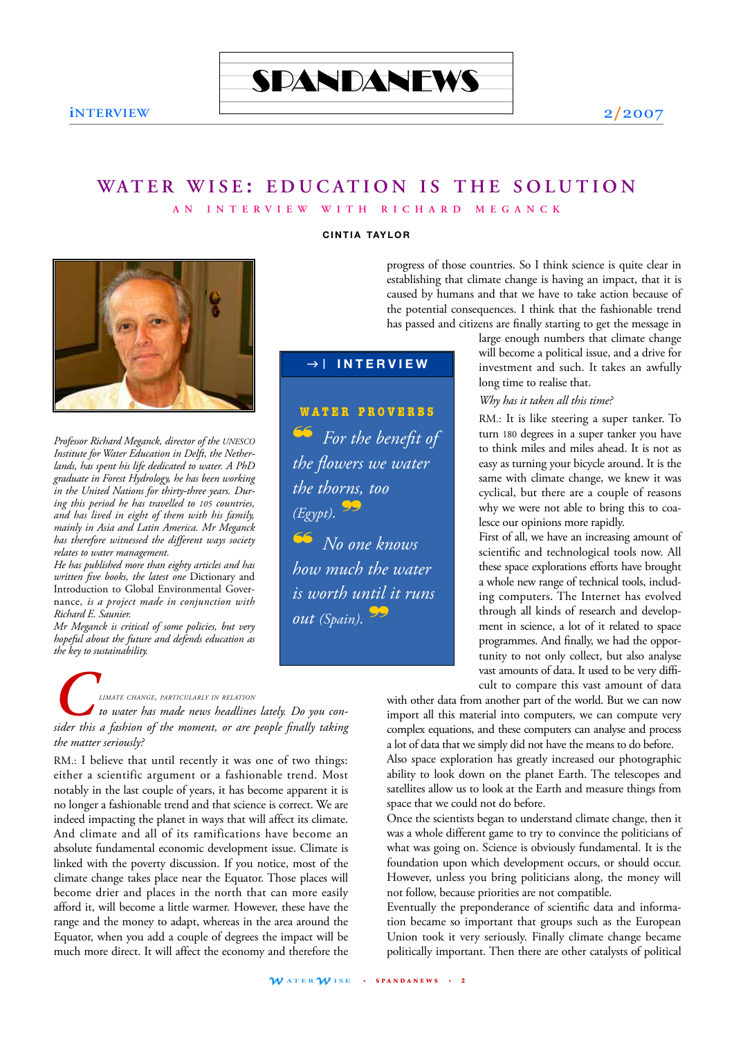# WATER WISE: EDUCATION IS THE SOLUTION

## AN INTERVIEW WITH RICHARD MEGANCK

**CINTIA TAYLOR**

*Professor Richard Meganck, director of the UNESCO Institute for Water Education in Delft, the Netherlands, has spent his life dedicated to water. A PhD graduate in Forest Hydrology, he has been working in the United Nations for thirty-three years. During this period he has travelled to 105 countries, and has lived in eight of them with his family, mainly in Asia and Latin America. Mr Meganck has therefore witnessed the different ways society relates to water management.*

*He has published more than eighty articles and has written five books, the latest one* Dictionary and Introduction to Global Environmental Governance*, is a project made in conjunction with Richard E. Saunier.*

*Mr Meganck is critical of some policies, but very hopeful about the future and defends education as the key to sustainability.*

> **→ | INTERVIEW**
>
> **WATER PROVERBS**
>
> *"For the benefit of the flowers we water the thorns, too (Egypt)."*
>
> *"No one knows how much the water is worth until it runs out (Spain)."*

*Climate change, particularly in relation to water has made news headlines lately. Do you consider this a fashion of the moment, or are people finally taking the matter seriously?*

RM.: I believe that until recently it was one of two things: either a scientific argument or a fashionable trend. Most notably in the last couple of years, it has become apparent it is no longer a fashionable trend and that science is correct. We are indeed impacting the planet in ways that will affect its climate. And climate and all of its ramifications have become an absolute fundamental economic development issue. Climate is linked with the poverty discussion. If you notice, most of the climate change takes place near the Equator. Those places will become drier and places in the north that can more easily afford it, will become a little warmer. However, these have the range and the money to adapt, whereas in the area around the Equator, when you add a couple of degrees the impact will be much more direct. It will affect the economy and therefore the progress of those countries. So I think science is quite clear in establishing that climate change is having an impact, that it is caused by humans and that we have to take action because of the potential consequences. I think that the fashionable trend has passed and citizens are finally starting to get the message in large enough numbers that climate change will become a political issue, and a drive for investment and such. It takes an awfully long time to realise that.

*Why has it taken all this time?*

RM.: It is like steering a super tanker. To turn 180 degrees in a super tanker you have to think miles and miles ahead. It is not as easy as turning your bicycle around. It is the same with climate change, we knew it was cyclical, but there are a couple of reasons why we were not able to bring this to coalesce our opinions more rapidly.

First of all, we have an increasing amount of scientific and technological tools now. All these space explorations efforts have brought a whole new range of technical tools, including computers. The Internet has evolved through all kinds of research and development in science, a lot of it related to space programmes. And finally, we had the opportunity to not only collect, but also analyse vast amounts of data. It used to be very difficult to compare this vast amount of data with other data from another part of the world. But we can now import all this material into computers, we can compute very complex equations, and these computers can analyse and process a lot of data that we simply did not have the means to do before.

Also space exploration has greatly increased our photographic ability to look down on the planet Earth. The telescopes and satellites allow us to look at the Earth and measure things from space that we could not do before.

Once the scientists began to understand climate change, then it was a whole different game to try to convince the politicians of what was going on. Science is obviously fundamental. It is the foundation upon which development occurs, or should occur. However, unless you bring politicians along, the money will not follow, because priorities are not compatible.

Eventually the preponderance of scientific data and information became so important that groups such as the European Union took it very seriously. Finally climate change became politically important. Then there are other catalysts of political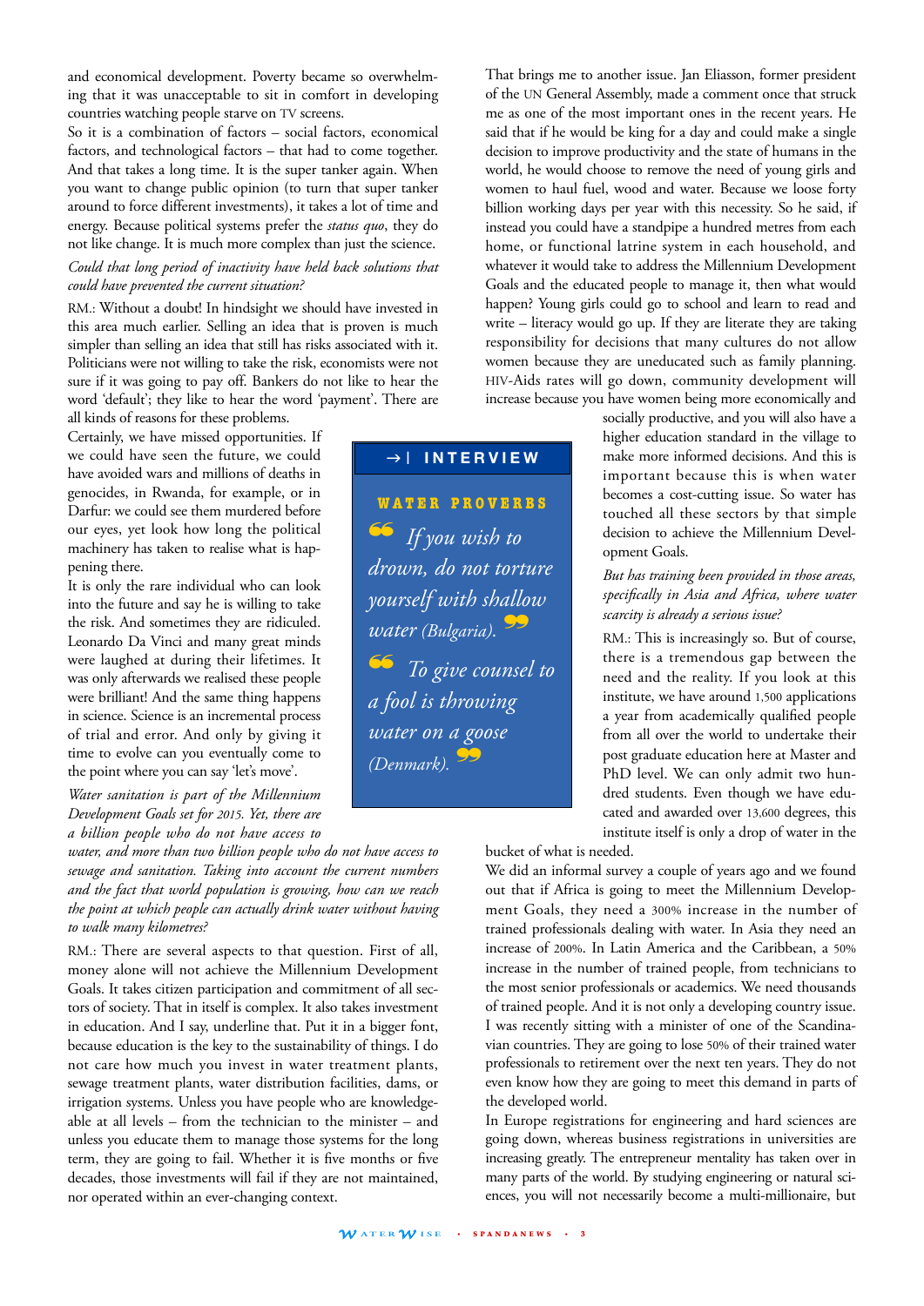and economical development. Poverty became so overwhelming that it was unacceptable to sit in comfort in developing countries watching people starve on TV screens.

So it is a combination of factors – social factors, economical factors, and technological factors – that had to come together. And that takes a long time. It is the super tanker again. When you want to change public opinion (to turn that super tanker around to force different investments), it takes a lot of time and energy. Because political systems prefer the *status quo*, they do not like change. It is much more complex than just the science.

*Could that long period of inactivity have held back solutions that could have prevented the current situation?*

RM.: Without a doubt! In hindsight we should have invested in this area much earlier. Selling an idea that is proven is much simpler than selling an idea that still has risks associated with it. Politicians were not willing to take the risk, economists were not sure if it was going to pay off. Bankers do not like to hear the word 'default'; they like to hear the word 'payment'. There are all kinds of reasons for these problems.

Certainly, we have missed opportunities. If we could have seen the future, we could have avoided wars and millions of deaths in genocides, in Rwanda, for example, or in Darfur: we could see them murdered before our eyes, yet look how long the political machinery has taken to realise what is happening there.

It is only the rare individual who can look into the future and say he is willing to take the risk. And sometimes they are ridiculed. Leonardo Da Vinci and many great minds were laughed at during their lifetimes. It was only afterwards we realised these people were brilliant! And the same thing happens in science. Science is an incremental process of trial and error. And only by giving it time to evolve can you eventually come to the point where you can say 'let's move'.

*Water sanitation is part of the Millennium Development Goals set for 2015. Yet, there are a billion people who do not have access to water, and more than two billion people who do not have access to sewage and sanitation. Taking into account the current numbers and the fact that world population is growing, how can we reach the point at which people can actually drink water without having to walk many kilometres?*

RM.: There are several aspects to that question. First of all, money alone will not achieve the Millennium Development Goals. It takes citizen participation and commitment of all sectors of society. That in itself is complex. It also takes investment in education. And I say, underline that. Put it in a bigger font, because education is the key to the sustainability of things. I do not care how much you invest in water treatment plants, sewage treatment plants, water distribution facilities, dams, or irrigation systems. Unless you have people who are knowledgeable at all levels – from the technician to the minister – and unless you educate them to manage those systems for the long term, they are going to fail. Whether it is five months or five decades, those investments will fail if they are not maintained, nor operated within an ever-changing context.

That brings me to another issue. Jan Eliasson, former president of the UN General Assembly, made a comment once that struck me as one of the most important ones in the recent years. He said that if he would be king for a day and could make a single decision to improve productivity and the state of humans in the world, he would choose to remove the need of young girls and women to haul fuel, wood and water. Because we loose forty billion working days per year with this necessity. So he said, if instead you could have a standpipe a hundred metres from each home, or functional latrine system in each household, and whatever it would take to address the Millennium Development Goals and the educated people to manage it, then what would happen? Young girls could go to school and learn to read and write – literacy would go up. If they are literate they are taking responsibility for decisions that many cultures do not allow women because they are uneducated such as family planning. HIV-Aids rates will go down, community development will increase because you have women being more economically and socially productive, and you will also have a higher education standard in the village to make more informed decisions. And this is important because this is when water becomes a cost-cutting issue. So water has touched all these sectors by that simple decision to achieve the Millennium Development Goals.

*But has training been provided in those areas, specifically in Asia and Africa, where water scarcity is already a serious issue?*

RM.: This is increasingly so. But of course, there is a tremendous gap between the need and the reality. If you look at this institute, we have around 1,500 applications a year from academically qualified people from all over the world to undertake their post graduate education here at Master and PhD level. We can only admit two hundred students. Even though we have educated and awarded over 13,600 degrees, this institute itself is only a drop of water in the bucket of what is needed.

We did an informal survey a couple of years ago and we found out that if Africa is going to meet the Millennium Development Goals, they need a 300% increase in the number of trained professionals dealing with water. In Asia they need an increase of 200%. In Latin America and the Caribbean, a 50% increase in the number of trained people, from technicians to the most senior professionals or academics. We need thousands of trained people. And it is not only a developing country issue. I was recently sitting with a minister of one of the Scandinavian countries. They are going to lose 50% of their trained water professionals to retirement over the next ten years. They do not even know how they are going to meet this demand in parts of the developed world.

In Europe registrations for engineering and hard sciences are going down, whereas business registrations in universities are increasing greatly. The entrepreneur mentality has taken over in many parts of the world. By studying engineering or natural sciences, you will not necessarily become a multi-millionaire, but

---

→| **INTERVIEW**

**WATER PROVERBS**

*"If you wish to drown, do not torture yourself with shallow water (Bulgaria)."*

*"To give counsel to a fool is throwing water on a goose (Denmark)."*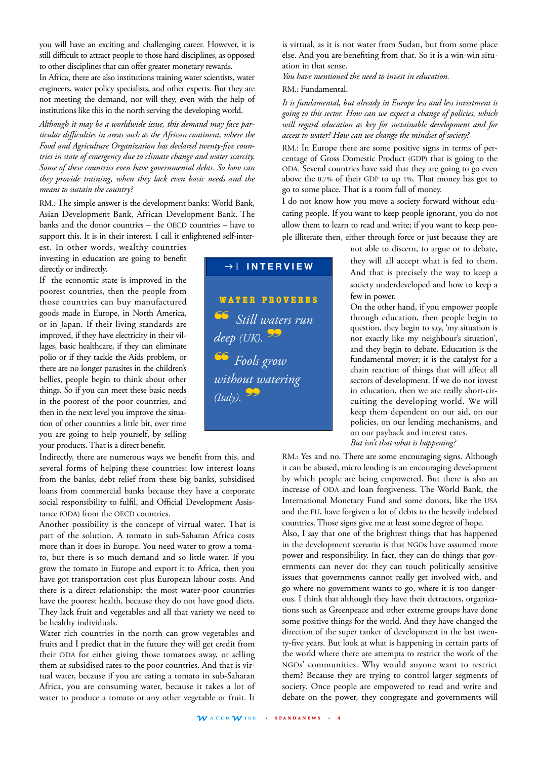you will have an exciting and challenging career. However, it is still difficult to attract people to those hard disciplines, as opposed to other disciplines that can offer greater monetary rewards.

In Africa, there are also institutions training water scientists, water engineers, water policy specialists, and other experts. But they are not meeting the demand, nor will they, even with the help of institutions like this in the north serving the developing world.

*Although it may be a worldwide issue, this demand may face particular difficulties in areas such as the African continent, where the Food and Agriculture Organization has declared twenty-five countries in state of emergency due to climate change and water scarcity. Some of these countries even have governmental debts. So how can they provide training, when they lack even basic needs and the means to sustain the country?*

RM.: The simple answer is the development banks: World Bank, Asian Development Bank, African Development Bank. The banks and the donor countries – the OECD countries – have to support this. It is in their interest. I call it enlightened self-interest. In other words, wealthy countries investing in education are going to benefit directly or indirectly.

If the economic state is improved in the poorest countries, then the people from those countries can buy manufactured goods made in Europe, in North America, or in Japan. If their living standards are improved, if they have electricity in their villages, basic healthcare, if they can eliminate polio or if they tackle the Aids problem, or there are no longer parasites in the children's bellies, people begin to think about other things. So if you can meet these basic needs in the poorest of the poor countries, and then in the next level you improve the situation of other countries a little bit, over time you are going to help yourself, by selling your products. That is a direct benefit.

Indirectly, there are numerous ways we benefit from this, and several forms of helping these countries: low interest loans from the banks, debt relief from these big banks, subsidised loans from commercial banks because they have a corporate social responsibility to fulfil, and Official Development Assistance (ODA) from the OECD countries.

Another possibility is the concept of virtual water. That is part of the solution. A tomato in sub-Saharan Africa costs more than it does in Europe. You need water to grow a tomato, but there is so much demand and so little water. If you grow the tomato in Europe and export it to Africa, then you have got transportation cost plus European labour costs. And there is a direct relationship: the most water-poor countries have the poorest health, because they do not have good diets. They lack fruit and vegetables and all that variety we need to be healthy individuals.

Water rich countries in the north can grow vegetables and fruits and I predict that in the future they will get credit from their ODA for either giving those tomatoes away, or selling them at subsidised rates to the poor countries. And that is virtual water, because if you are eating a tomato in sub-Saharan Africa, you are consuming water, because it takes a lot of water to produce a tomato or any other vegetable or fruit. It is virtual, as it is not water from Sudan, but from some place else. And you are benefiting from that. So it is a win-win situation in that sense.

*You have mentioned the need to invest in education.*

RM.: Fundamental.

*It is fundamental, but already in Europe less and less investment is going to this sector. How can we expect a change of policies, which will regard education as key for sustainable development and for access to water? How can we change the mindset of society?*

RM.: In Europe there are some positive signs in terms of percentage of Gross Domestic Product (GDP) that is going to the ODA. Several countries have said that they are going to go even above the 0,7% of their GDP to up 1%. That money has got to go to some place. That is a room full of money.

I do not know how you move a society forward without educating people. If you want to keep people ignorant, you do not allow them to learn to read and write; if you want to keep people illiterate then, either through force or just because they are not able to discern, to argue or to debate, they will all accept what is fed to them. And that is precisely the way to keep a society underdeveloped and how to keep a few in power.

On the other hand, if you empower people through education, then people begin to question, they begin to say, 'my situation is not exactly like my neighbour's situation', and they begin to debate. Education is the fundamental mover; it is the catalyst for a chain reaction of things that will affect all sectors of development. If we do not invest in education, then we are really short-circuiting the developing world. We will keep them dependent on our aid, on our policies, on our lending mechanisms, and on our payback and interest rates.

*But isn't that what is happening?*

RM.: Yes and no. There are some encouraging signs. Although it can be abused, micro lending is an encouraging development by which people are being empowered. But there is also an increase of ODA and loan forgiveness. The World Bank, the International Monetary Fund and some donors, like the USA and the EU, have forgiven a lot of debts to the heavily indebted countries. Those signs give me at least some degree of hope.

Also, I say that one of the brightest things that has happened in the development scenario is that NGOs have assumed more power and responsibility. In fact, they can do things that governments can never do: they can touch politically sensitive issues that governments cannot really get involved with, and go where no government wants to go, where it is too dangerous. I think that although they have their detractors, organizations such as Greenpeace and other extreme groups have done some positive things for the world. And they have changed the direction of the super tanker of development in the last twenty-five years. But look at what is happening in certain parts of the world where there are attempts to restrict the work of the NGOs' communities. Why would anyone want to restrict them? Because they are trying to control larger segments of society. Once people are empowered to read and write and debate on the power, they congregate and governments will

---

**→ | INTERVIEW**

**WATER PROVERBS**

*"Still waters run deep (UK)."*

*"Fools grow without watering (Italy)."*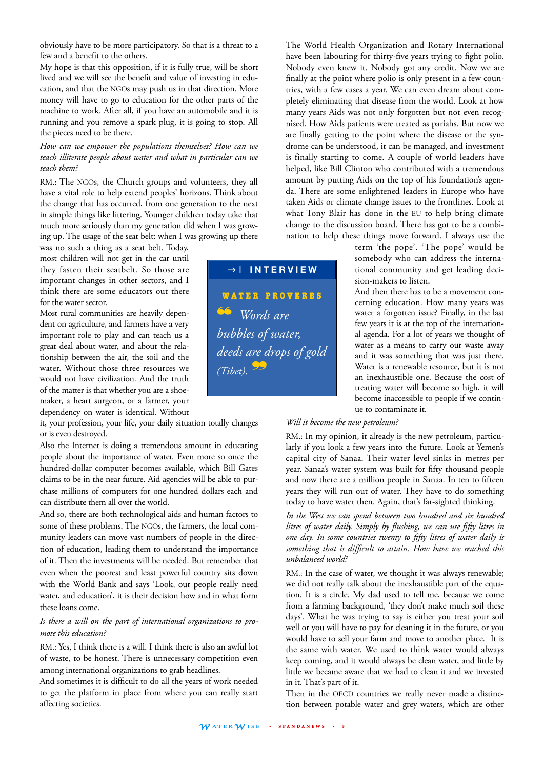obviously have to be more participatory. So that is a threat to a few and a benefit to the others.

My hope is that this opposition, if it is fully true, will be short lived and we will see the benefit and value of investing in education, and that the NGOs may push us in that direction. More money will have to go to education for the other parts of the machine to work. After all, if you have an automobile and it is running and you remove a spark plug, it is going to stop. All the pieces need to be there.

*How can we empower the populations themselves? How can we teach illiterate people about water and what in particular can we teach them?*

RM.: The NGOs, the Church groups and volunteers, they all have a vital role to help extend peoples' horizons. Think about the change that has occurred, from one generation to the next in simple things like littering. Younger children today take that much more seriously than my generation did when I was growing up. The usage of the seat belt: when I was growing up there was no such a thing as a seat belt. Today, most children will not get in the car until they fasten their seatbelt. So those are important changes in other sectors, and I think there are some educators out there for the water sector.

Most rural communities are heavily dependent on agriculture, and farmers have a very important role to play and can teach us a great deal about water, and about the relationship between the air, the soil and the water. Without those three resources we would not have civilization. And the truth of the matter is that whether you are a shoemaker, a heart surgeon, or a farmer, your dependency on water is identical. Without it, your profession, your life, your daily situation totally changes or is even destroyed.

Also the Internet is doing a tremendous amount in educating people about the importance of water. Even more so once the hundred-dollar computer becomes available, which Bill Gates claims to be in the near future. Aid agencies will be able to purchase millions of computers for one hundred dollars each and can distribute them all over the world.

And so, there are both technological aids and human factors to some of these problems. The NGOs, the farmers, the local community leaders can move vast numbers of people in the direction of education, leading them to understand the importance of it. Then the investments will be needed. But remember that even when the poorest and least powerful country sits down with the World Bank and says 'Look, our people really need water, and education', it is their decision how and in what form these loans come.

*Is there a will on the part of international organizations to promote this education?*

RM.: Yes, I think there is a will. I think there is also an awful lot of waste, to be honest. There is unnecessary competition even among international organizations to grab headlines.

And sometimes it is difficult to do all the years of work needed to get the platform in place from where you can really start affecting societies.

The World Health Organization and Rotary International have been labouring for thirty-five years trying to fight polio. Nobody even knew it. Nobody got any credit. Now we are finally at the point where polio is only present in a few countries, with a few cases a year. We can even dream about completely eliminating that disease from the world. Look at how many years Aids was not only forgotten but not even recognised. How Aids patients were treated as pariahs. But now we are finally getting to the point where the disease or the syndrome can be understood, it can be managed, and investment is finally starting to come. A couple of world leaders have helped, like Bill Clinton who contributed with a tremendous amount by putting Aids on the top of his foundation's agenda. There are some enlightened leaders in Europe who have taken Aids or climate change issues to the frontlines. Look at what Tony Blair has done in the EU to help bring climate change to the discussion board. There has got to be a combination to help these things move forward. I always use the term 'the pope'. 'The pope' would be somebody who can address the international community and get leading decision-makers to listen.

And then there has to be a movement concerning education. How many years was water a forgotten issue? Finally, in the last few years it is at the top of the international agenda. For a lot of years we thought of water as a means to carry our waste away and it was something that was just there. Water is a renewable resource, but it is not an inexhaustible one. Because the cost of treating water will become so high, it will become inaccessible to people if we continue to contaminate it.

*Will it become the new petroleum?*

RM.: In my opinion, it already is the new petroleum, particularly if you look a few years into the future. Look at Yemen's capital city of Sanaa. Their water level sinks in metres per year. Sanaa's water system was built for fifty thousand people and now there are a million people in Sanaa. In ten to fifteen years they will run out of water. They have to do something today to have water then. Again, that's far-sighted thinking.

*In the West we can spend between two hundred and six hundred litres of water daily. Simply by flushing, we can use fifty litres in one day. In some countries twenty to fifty litres of water daily is something that is difficult to attain. How have we reached this unbalanced world?*

RM.: In the case of water, we thought it was always renewable; we did not really talk about the inexhaustible part of the equation. It is a circle. My dad used to tell me, because we come from a farming background, 'they don't make much soil these days'. What he was trying to say is either you treat your soil well or you will have to pay for cleaning it in the future, or you would have to sell your farm and move to another place. It is the same with water. We used to think water would always keep coming, and it would always be clean water, and little by little we became aware that we had to clean it and we invested in it. That's part of it.

Then in the OECD countries we really never made a distinction between potable water and grey waters, which are other

> →| **INTERVIEW**
>
> **WATER PROVERBS**
>
> *“Words are bubbles of water, deeds are drops of gold (Tibet).”*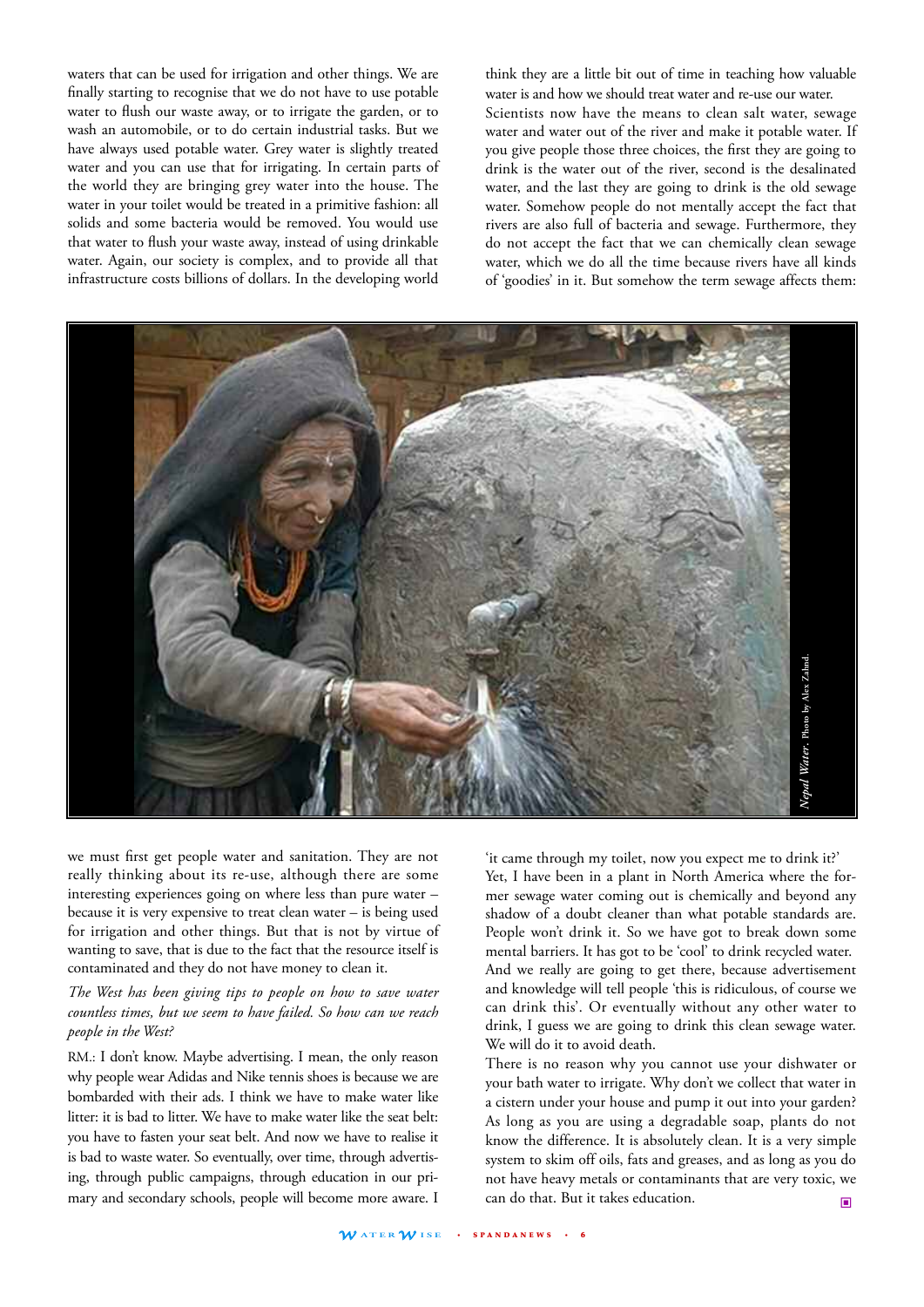waters that can be used for irrigation and other things. We are finally starting to recognise that we do not have to use potable water to flush our waste away, or to irrigate the garden, or to wash an automobile, or to do certain industrial tasks. But we have always used potable water. Grey water is slightly treated water and you can use that for irrigating. In certain parts of the world they are bringing grey water into the house. The water in your toilet would be treated in a primitive fashion: all solids and some bacteria would be removed. You would use that water to flush your waste away, instead of using drinkable water. Again, our society is complex, and to provide all that infrastructure costs billions of dollars. In the developing world we must first get people water and sanitation. They are not really thinking about its re-use, although there are some interesting experiences going on where less than pure water – because it is very expensive to treat clean water – is being used for irrigation and other things. But that is not by virtue of wanting to save, that is due to the fact that the resource itself is contaminated and they do not have money to clean it.

*The West has been giving tips to people on how to save water countless times, but we seem to have failed. So how can we reach people in the West?*

RM.: I don't know. Maybe advertising. I mean, the only reason why people wear Adidas and Nike tennis shoes is because we are bombarded with their ads. I think we have to make water like litter: it is bad to litter. We have to make water like the seat belt: you have to fasten your seat belt. And now we have to realise it is bad to waste water. So eventually, over time, through advertising, through public campaigns, through education in our primary and secondary schools, people will become more aware. I think they are a little bit out of time in teaching how valuable water is and how we should treat water and re-use our water.

Scientists now have the means to clean salt water, sewage water and water out of the river and make it potable water. If you give people those three choices, the first they are going to drink is the water out of the river, second is the desalinated water, and the last they are going to drink is the old sewage water. Somehow people do not mentally accept the fact that rivers are also full of bacteria and sewage. Furthermore, they do not accept the fact that we can chemically clean sewage water, which we do all the time because rivers have all kinds of 'goodies' in it. But somehow the term sewage affects them: 'it came through my toilet, now you expect me to drink it?'

Yet, I have been in a plant in North America where the former sewage water coming out is chemically and beyond any shadow of a doubt cleaner than what potable standards are. People won't drink it. So we have got to break down some mental barriers. It has got to be 'cool' to drink recycled water. And we really are going to get there, because advertisement and knowledge will tell people 'this is ridiculous, of course we can drink this'. Or eventually without any other water to drink, I guess we are going to drink this clean sewage water. We will do it to avoid death.

There is no reason why you cannot use your dishwater or your bath water to irrigate. Why don't we collect that water in a cistern under your house and pump it out into your garden? As long as you are using a degradable soap, plants do not know the difference. It is absolutely clean. It is a very simple system to skim off oils, fats and greases, and as long as you do not have heavy metals or contaminants that are very toxic, we can do that. But it takes education.

*Nepal Water*. Photo by Alex Zahnd.